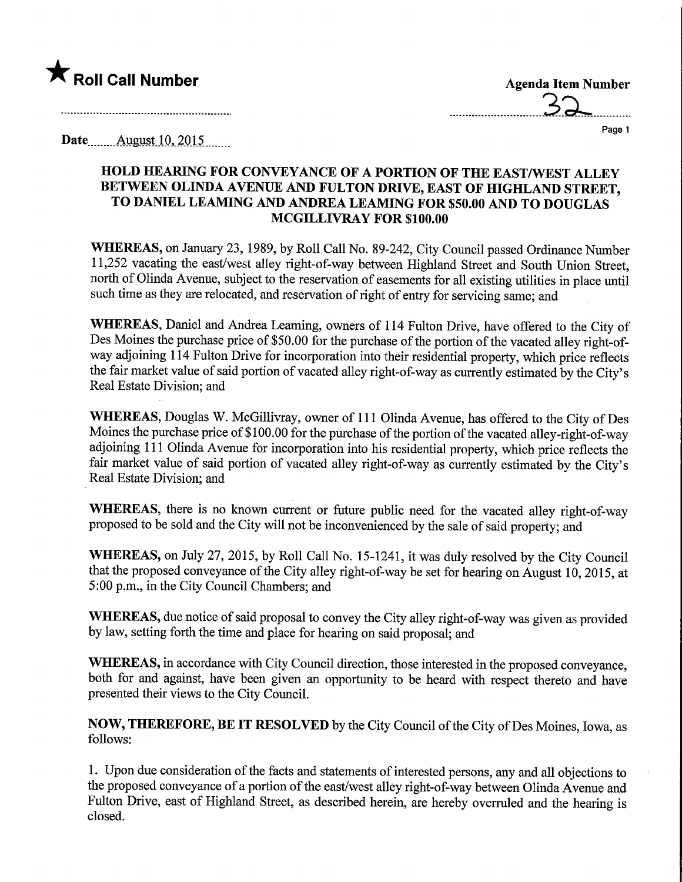★ **Roll Call Number**

**Agenda Item Number**

32

Date August 10, 2015

## HOLD HEARING FOR CONVEYANCE OF A PORTION OF THE EAST/WEST ALLEY BETWEEN OLINDA AVENUE AND FULTON DRIVE, EAST OF HIGHLAND STREET, TO DANIEL LEAMING AND ANDREA LEAMING FOR $50.00 AND TO DOUGLAS MCGILLIVRAY FOR $100.00

**WHEREAS,** on January 23, 1989, by Roll Call No. 89-242, City Council passed Ordinance Number 11,252 vacating the east/west alley right-of-way between Highland Street and South Union Street, north of Olinda Avenue, subject to the reservation of easements for all existing utilities in place until such time as they are relocated, and reservation of right of entry for servicing same; and

**WHEREAS,** Daniel and Andrea Learning, owners of 114 Fulton Drive, have offered to the City of Des Moines the purchase price of $50.00 for the purchase of the portion of the vacated alley right-of-way adjoining 114 Fulton Drive for incorporation into their residential property, which price reflects the fair market value of said portion of vacated alley right-of-way as currently estimated by the City's Real Estate Division; and

**WHEREAS,** Douglas W. McGillivray, owner of 111 Olinda Avenue, has offered to the City of Des Moines the purchase price of $100.00 for the purchase of the portion of the vacated alley-right-of-way adjoining 111 Olinda Avenue for incorporation into his residential property, which price reflects the fair market value of said portion of vacated alley right-of-way as currently estimated by the City's Real Estate Division; and

**WHEREAS,** there is no known current or future public need for the vacated alley right-of-way proposed to be sold and the City will not be inconvenienced by the sale of said property; and

**WHEREAS,** on July 27, 2015, by Roll Call No. 15-1241, it was duly resolved by the City Council that the proposed conveyance of the City alley right-of-way be set for hearing on August 10, 2015, at 5:00 p.m., in the City Council Chambers; and

**WHEREAS,** due notice of said proposal to convey the City alley right-of-way was given as provided by law, setting forth the time and place for hearing on said proposal; and

**WHEREAS,** in accordance with City Council direction, those interested in the proposed conveyance, both for and against, have been given an opportunity to be heard with respect thereto and have presented their views to the City Council.

**NOW, THEREFORE, BE IT RESOLVED** by the City Council of the City of Des Moines, Iowa, as follows:

1. Upon due consideration of the facts and statements of interested persons, any and all objections to the proposed conveyance of a portion of the east/west alley right-of-way between Olinda Avenue and Fulton Drive, east of Highland Street, as described herein, are hereby overruled and the hearing is closed.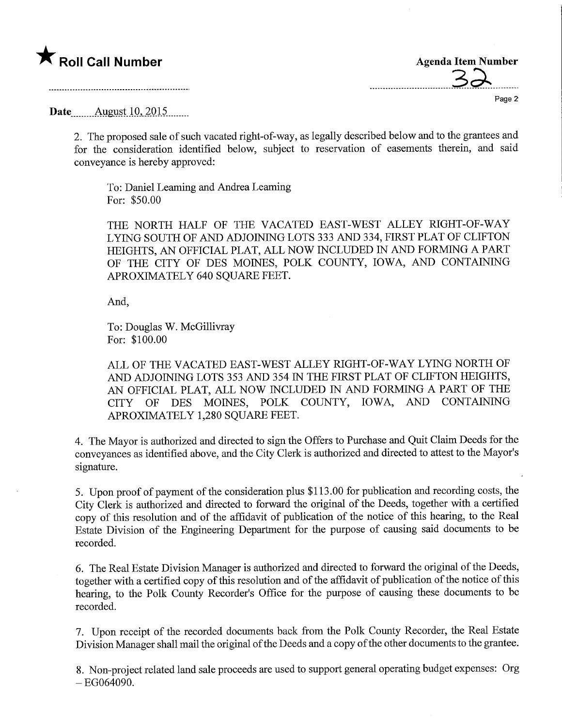★ **Roll Call Number**

**Agenda Item Number**
32

**Date** August 10, 2015

2. The proposed sale of such vacated right-of-way, as legally described below and to the grantees and for the consideration identified below, subject to reservation of easements therein, and said conveyance is hereby approved:

> To: Daniel Leaming and Andrea Leaming
> For: $50.00
>
> THE NORTH HALF OF THE VACATED EAST-WEST ALLEY RIGHT-OF-WAY LYING SOUTH OF AND ADJOINING LOTS 333 AND 334, FIRST PLAT OF CLIFTON HEIGHTS, AN OFFICIAL PLAT, ALL NOW INCLUDED IN AND FORMING A PART OF THE CITY OF DES MOINES, POLK COUNTY, IOWA, AND CONTAINING APROXIMATELY 640 SQUARE FEET.
>
> And,
>
> To: Douglas W. McGillivray
> For: $100.00
>
> ALL OF THE VACATED EAST-WEST ALLEY RIGHT-OF-WAY LYING NORTH OF AND ADJOINING LOTS 353 AND 354 IN THE FIRST PLAT OF CLIFTON HEIGHTS, AN OFFICIAL PLAT, ALL NOW INCLUDED IN AND FORMING A PART OF THE CITY OF DES MOINES, POLK COUNTY, IOWA, AND CONTAINING APROXIMATELY 1,280 SQUARE FEET.

4. The Mayor is authorized and directed to sign the Offers to Purchase and Quit Claim Deeds for the conveyances as identified above, and the City Clerk is authorized and directed to attest to the Mayor's signature.

5. Upon proof of payment of the consideration plus $113.00 for publication and recording costs, the City Clerk is authorized and directed to forward the original of the Deeds, together with a certified copy of this resolution and of the affidavit of publication of the notice of this hearing, to the Real Estate Division of the Engineering Department for the purpose of causing said documents to be recorded.

6. The Real Estate Division Manager is authorized and directed to forward the original of the Deeds, together with a certified copy of this resolution and of the affidavit of publication of the notice of this hearing, to the Polk County Recorder's Office for the purpose of causing these documents to be recorded.

7. Upon receipt of the recorded documents back from the Polk County Recorder, the Real Estate Division Manager shall mail the original of the Deeds and a copy of the other documents to the grantee.

8. Non-project related land sale proceeds are used to support general operating budget expenses: Org – EG064090.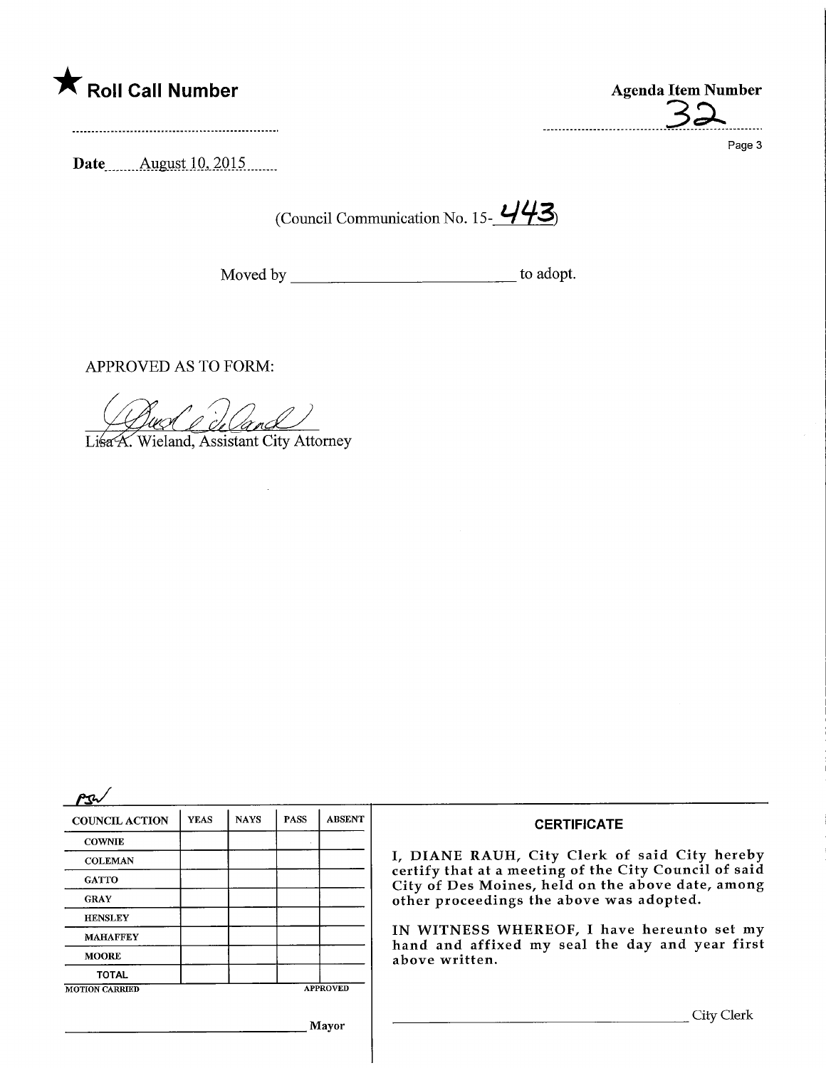★ **Roll Call Number**

**Agenda Item Number**

32

Date August 10, 2015

(Council Communication No. 15-443)

Moved by ____________________________ to adopt.

APPROVED AS TO FORM:

Lisa A. Wieland, Assistant City Attorney

| COUNCIL ACTION | YEAS | NAYS | PASS | ABSENT |
|---|---|---|---|---|
| COWNIE | | | | |
| COLEMAN | | | | |
| GATTO | | | | |
| GRAY | | | | |
| HENSLEY | | | | |
| MAHAFFEY | | | | |
| MOORE | | | | |
| TOTAL | | | | |

MOTION CARRIED APPROVED

____________________________ Mayor

**CERTIFICATE**

I, DIANE RAUH, City Clerk of said City hereby certify that at a meeting of the City Council of said City of Des Moines, held on the above date, among other proceedings the above was adopted.

IN WITNESS WHEREOF, I have hereunto set my hand and affixed my seal the day and year first above written.

____________________________ City Clerk